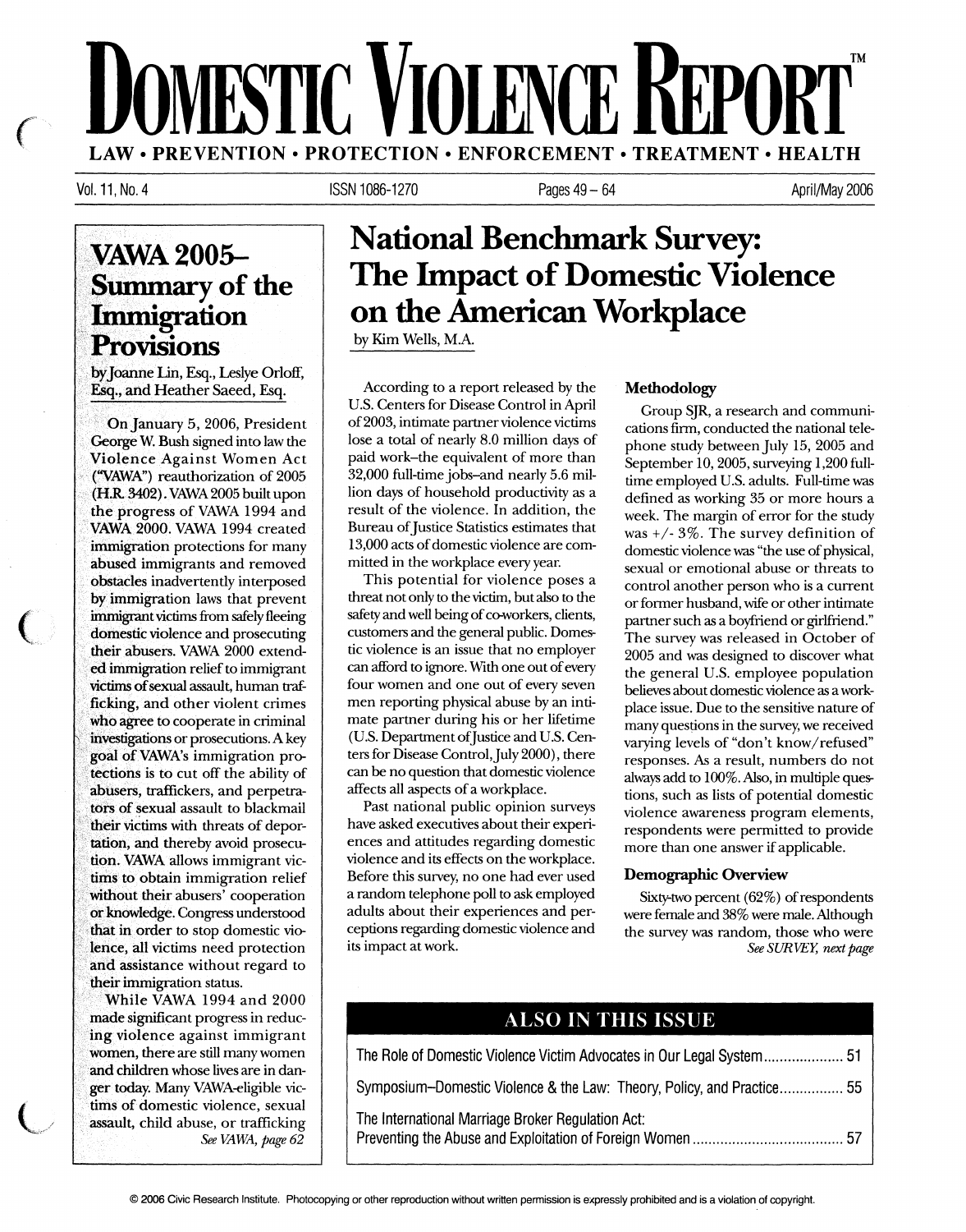// Domestic Violence Report

# DOMESTIC VIOLENCE REPORT™

LAW • PREVENTION • PROTECTION • ENFORCEMENT • TREATMENT • HEALTH

# National Benchmark Survey: The Impact of Domestic Violence on the American Workplace

by Kim Wells, M.A.

According to a report released by the U.S. Centers for Disease Control in April of 2003, intimate partner violence victims lose a total of nearly 8.0 million days of paid work–the equivalent of more than 32,000 full-time jobs–and nearly 5.6 million days of household productivity as a result of the violence. In addition, the Bureau of Justice Statistics estimates that 13,000 acts of domestic violence are committed in the workplace every year.

This potential for violence poses a threat not only to the victim, but also to the safety and well being of co-workers, clients, customers and the general public. Domestic violence is an issue that no employer can afford to ignore. With one out of every four women and one out of every seven men reporting physical abuse by an intimate partner during his or her lifetime (U.S. Department of Justice and U.S. Centers for Disease Control, July 2000), there can be no question that domestic violence affects all aspects of a workplace.

Past national public opinion surveys have asked executives about their experiences and attitudes regarding domestic violence and its effects on the workplace. Before this survey, no one had ever used a random telephone poll to ask employed adults about their experiences and perceptions regarding domestic violence and its impact at work.

### Methodology

Group SJR, a research and communications firm, conducted the national telephone study between July 15, 2005 and September 10, 2005, surveying 1,200 full-time employed U.S. adults. Full-time was defined as working 35 or more hours a week. The margin of error for the study was +/- 3%. The survey definition of domestic violence was "the use of physical, sexual or emotional abuse or threats to control another person who is a current or former husband, wife or other intimate partner such as a boyfriend or girlfriend." The survey was released in October of 2005 and was designed to discover what the general U.S. employee population believes about domestic violence as a workplace issue. Due to the sensitive nature of many questions in the survey, we received varying levels of "don't know/refused" responses. As a result, numbers do not always add to 100%. Also, in multiple questions, such as lists of potential domestic violence awareness program elements, respondents were permitted to provide more than one answer if applicable.

### Demographic Overview

Sixty-two percent (62%) of respondents were female and 38% were male. Although the survey was random, those who were

*See SURVEY, next page*

## VAWA 2005–Summary of the Immigration Provisions

by Joanne Lin, Esq., Leslye Orloff, Esq., and Heather Saeed, Esq.

On January 5, 2006, President George W. Bush signed into law the Violence Against Women Act ("VAWA") reauthorization of 2005 (H.R. 3402). VAWA 2005 built upon the progress of VAWA 1994 and VAWA 2000. VAWA 1994 created immigration protections for many abused immigrants and removed obstacles inadvertently interposed by immigration laws that prevent immigrant victims from safely fleeing domestic violence and prosecuting their abusers. VAWA 2000 extended immigration relief to immigrant victims of sexual assault, human trafficking, and other violent crimes who agree to cooperate in criminal investigations or prosecutions. A key goal of VAWA's immigration protections is to cut off the ability of abusers, traffickers, and perpetrators of sexual assault to blackmail their victims with threats of deportation, and thereby avoid prosecution. VAWA allows immigrant victims to obtain immigration relief without their abusers' cooperation or knowledge. Congress understood that in order to stop domestic violence, all victims need protection and assistance without regard to their immigration status.

While VAWA 1994 and 2000 made significant progress in reducing violence against immigrant women, there are still many women and children whose lives are in danger today. Many VAWA-eligible victims of domestic violence, sexual assault, child abuse, or trafficking

*See VAWA, page 62*

## ALSO IN THIS ISSUE

- The Role of Domestic Violence Victim Advocates in Our Legal System .................... 51
- Symposium–Domestic Violence & the Law: Theory, Policy, and Practice ................ 55
- The International Marriage Broker Regulation Act: Preventing the Abuse and Exploitation of Foreign Women ...................................... 57

© 2006 Civic Research Institute. Photocopying or other reproduction without written permission is expressly prohibited and is a violation of copyright.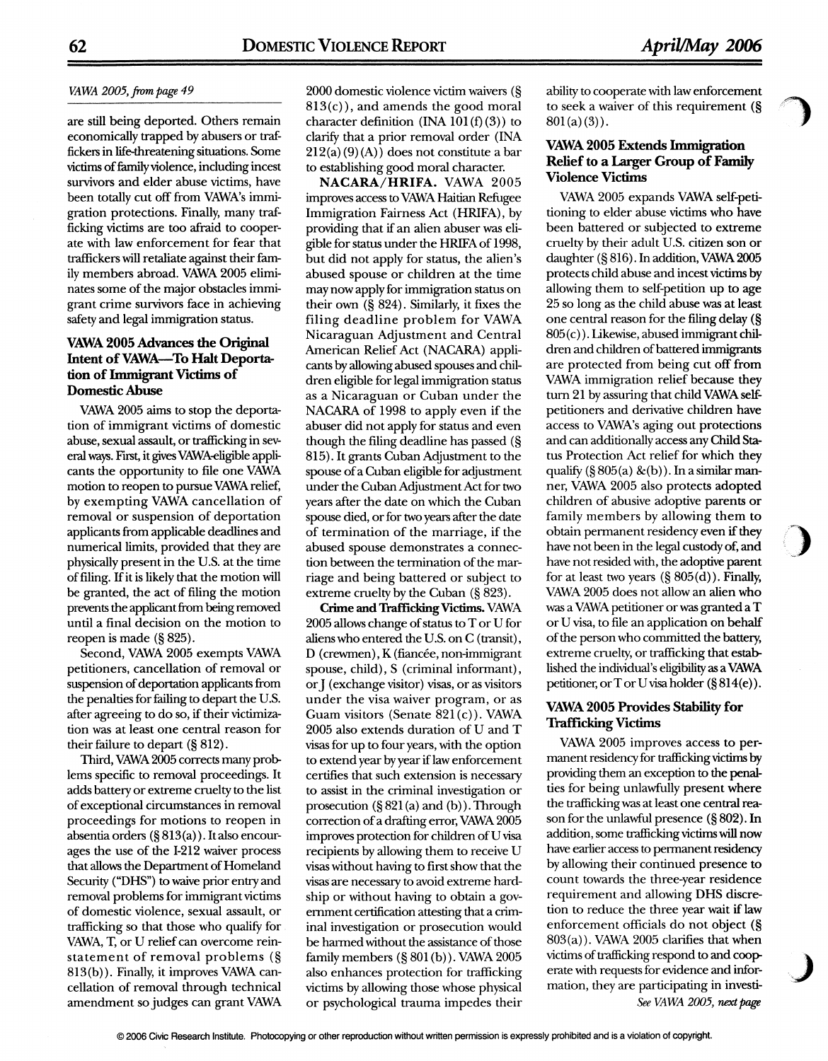*VAWA 2005, from page 49*

are still being deported. Others remain economically trapped by abusers or traffickers in life-threatening situations. Some victims of family violence, including incest survivors and elder abuse victims, have been totally cut off from VAWA's immigration protections. Finally, many trafficking victims are too afraid to cooperate with law enforcement for fear that traffickers will retaliate against their family members abroad. VAWA 2005 eliminates some of the major obstacles immigrant crime survivors face in achieving safety and legal immigration status.

### VAWA 2005 Advances the Original Intent of VAWA—To Halt Deportation of Immigrant Victims of Domestic Abuse

VAWA 2005 aims to stop the deportation of immigrant victims of domestic abuse, sexual assault, or trafficking in several ways. First, it gives VAWA-eligible applicants the opportunity to file one VAWA motion to reopen to pursue VAWA relief, by exempting VAWA cancellation of removal or suspension of deportation applicants from applicable deadlines and numerical limits, provided that they are physically present in the U.S. at the time of filing. If it is likely that the motion will be granted, the act of filing the motion prevents the applicant from being removed until a final decision on the motion to reopen is made (§ 825).

Second, VAWA 2005 exempts VAWA petitioners, cancellation of removal or suspension of deportation applicants from the penalties for failing to depart the U.S. after agreeing to do so, if their victimization was at least one central reason for their failure to depart (§ 812).

Third, VAWA 2005 corrects many problems specific to removal proceedings. It adds battery or extreme cruelty to the list of exceptional circumstances in removal proceedings for motions to reopen in absentia orders (§ 813(a)). It also encourages the use of the I-212 waiver process that allows the Department of Homeland Security ("DHS") to waive prior entry and removal problems for immigrant victims of domestic violence, sexual assault, or trafficking so that those who qualify for VAWA, T, or U relief can overcome reinstatement of removal problems (§ 813(b)). Finally, it improves VAWA cancellation of removal through technical amendment so judges can grant VAWA 2000 domestic violence victim waivers (§ 813(c)), and amends the good moral character definition (INA 101(f)(3)) to clarify that a prior removal order (INA 212(a)(9)(A)) does not constitute a bar to establishing good moral character.

**NACARA/HRIFA.** VAWA 2005 improves access to VAWA Haitian Refugee Immigration Fairness Act (HRIFA), by providing that if an alien abuser was eligible for status under the HRIFA of 1998, but did not apply for status, the alien's abused spouse or children at the time may now apply for immigration status on their own (§ 824). Similarly, it fixes the filing deadline problem for VAWA Nicaraguan Adjustment and Central American Relief Act (NACARA) applicants by allowing abused spouses and children eligible for legal immigration status as a Nicaraguan or Cuban under the NACARA of 1998 to apply even if the abuser did not apply for status and even though the filing deadline has passed (§ 815). It grants Cuban Adjustment to the spouse of a Cuban eligible for adjustment under the Cuban Adjustment Act for two years after the date on which the Cuban spouse died, or for two years after the date of termination of the marriage, if the abused spouse demonstrates a connection between the termination of the marriage and being battered or subject to extreme cruelty by the Cuban (§ 823).

**Crime and Trafficking Victims.** VAWA 2005 allows change of status to T or U for aliens who entered the U.S. on C (transit), D (crewmen), K (fiancée, non-immigrant spouse, child), S (criminal informant), or J (exchange visitor) visas, or as visitors under the visa waiver program, or as Guam visitors (Senate 821(c)). VAWA 2005 also extends duration of U and T visas for up to four years, with the option to extend year by year if law enforcement certifies that such extension is necessary to assist in the criminal investigation or prosecution (§ 821(a) and (b)). Through correction of a drafting error, VAWA 2005 improves protection for children of U visa recipients by allowing them to receive U visas without having to first show that the visas are necessary to avoid extreme hardship or without having to obtain a government certification attesting that a criminal investigation or prosecution would be harmed without the assistance of those family members (§ 801(b)). VAWA 2005 also enhances protection for trafficking victims by allowing those whose physical or psychological trauma impedes their ability to cooperate with law enforcement to seek a waiver of this requirement (§ 801(a)(3)).

### VAWA 2005 Extends Immigration Relief to a Larger Group of Family Violence Victims

VAWA 2005 expands VAWA self-petitioning to elder abuse victims who have been battered or subjected to extreme cruelty by their adult U.S. citizen son or daughter (§ 816). In addition, VAWA 2005 protects child abuse and incest victims by allowing them to self-petition up to age 25 so long as the child abuse was at least one central reason for the filing delay (§ 805(c)). Likewise, abused immigrant children and children of battered immigrants are protected from being cut off from VAWA immigration relief because they turn 21 by assuring that child VAWA self-petitioners and derivative children have access to VAWA's aging out protections and can additionally access any Child Status Protection Act relief for which they qualify (§ 805(a) &(b)). In a similar manner, VAWA 2005 also protects adopted children of abusive adoptive parents or family members by allowing them to obtain permanent residency even if they have not been in the legal custody of, and have not resided with, the adoptive parent for at least two years (§ 805(d)). Finally, VAWA 2005 does not allow an alien who was a VAWA petitioner or was granted a T or U visa, to file an application on behalf of the person who committed the battery, extreme cruelty, or trafficking that established the individual's eligibility as a VAWA petitioner, or T or U visa holder (§ 814(e)).

### VAWA 2005 Provides Stability for Trafficking Victims

VAWA 2005 improves access to permanent residency for trafficking victims by providing them an exception to the penalties for being unlawfully present where the trafficking was at least one central reason for the unlawful presence (§ 802). In addition, some trafficking victims will now have earlier access to permanent residency by allowing their continued presence to count towards the three-year residence requirement and allowing DHS discretion to reduce the three year wait if law enforcement officials do not object (§ 803(a)). VAWA 2005 clarifies that when victims of trafficking respond to and cooperate with requests for evidence and information, they are participating in investi-

*See VAWA 2005, next page*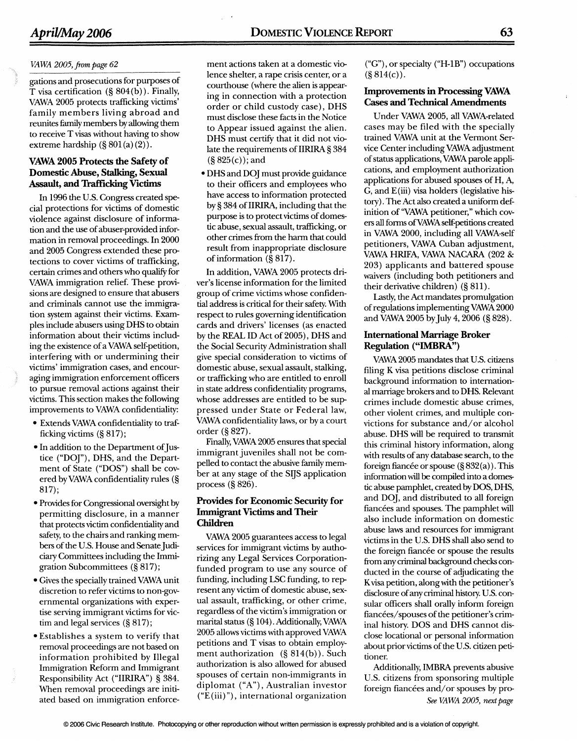*VAWA 2005, from page 62*

gations and prosecutions for purposes of T visa certification (§ 804(b)). Finally, VAWA 2005 protects trafficking victims' family members living abroad and reunites family members by allowing them to receive T visas without having to show extreme hardship (§ 801(a)(2)).

## VAWA 2005 Protects the Safety of Domestic Abuse, Stalking, Sexual Assault, and Trafficking Victims

In 1996 the U.S. Congress created special protections for victims of domestic violence against disclosure of information and the use of abuser-provided information in removal proceedings. In 2000 and 2005 Congress extended these protections to cover victims of trafficking, certain crimes and others who qualify for VAWA immigration relief. These provisions are designed to ensure that abusers and criminals cannot use the immigration system against their victims. Examples include abusers using DHS to obtain information about their victims including the existence of a VAWA self-petition, interfering with or undermining their victims' immigration cases, and encouraging immigration enforcement officers to pursue removal actions against their victims. This section makes the following improvements to VAWA confidentiality:

- Extends VAWA confidentiality to trafficking victims (§ 817);
- In addition to the Department of Justice ("DOJ"), DHS, and the Department of State ("DOS") shall be covered by VAWA confidentiality rules (§ 817);
- Provides for Congressional oversight by permitting disclosure, in a manner that protects victim confidentiality and safety, to the chairs and ranking members of the U.S. House and Senate Judiciary Committees including the Immigration Subcommittees (§ 817);
- Gives the specially trained VAWA unit discretion to refer victims to non-governmental organizations with expertise serving immigrant victims for victim and legal services (§ 817);
- Establishes a system to verify that removal proceedings are not based on information prohibited by Illegal Immigration Reform and Immigrant Responsibility Act ("IIRIRA") § 384. When removal proceedings are initiated based on immigration enforcement actions taken at a domestic violence shelter, a rape crisis center, or a courthouse (where the alien is appearing in connection with a protection order or child custody case), DHS must disclose these facts in the Notice to Appear issued against the alien. DHS must certify that it did not violate the requirements of IIRIRA § 384 (§ 825(c)); and
- DHS and DOJ must provide guidance to their officers and employees who have access to information protected by § 384 of IIRIRA, including that the purpose is to protect victims of domestic abuse, sexual assault, trafficking, or other crimes from the harm that could result from inappropriate disclosure of information (§ 817).

In addition, VAWA 2005 protects driver's license information for the limited group of crime victims whose confidential address is critical for their safety. With respect to rules governing identification cards and drivers' licenses (as enacted by the REAL ID Act of 2005), DHS and the Social Security Administration shall give special consideration to victims of domestic abuse, sexual assault, stalking, or trafficking who are entitled to enroll in state address confidentiality programs, whose addresses are entitled to be suppressed under State or Federal law, VAWA confidentiality laws, or by a court order (§ 827).

Finally, VAWA 2005 ensures that special immigrant juveniles shall not be compelled to contact the abusive family member at any stage of the SIJS application process (§ 826).

## Provides for Economic Security for Immigrant Victims and Their Children

VAWA 2005 guarantees access to legal services for immigrant victims by authorizing any Legal Services Corporation-funded program to use any source of funding, including LSC funding, to represent any victim of domestic abuse, sexual assault, trafficking, or other crime, regardless of the victim's immigration or marital status (§ 104). Additionally, VAWA 2005 allows victims with approved VAWA petitions and T visas to obtain employment authorization (§ 814(b)). Such authorization is also allowed for abused spouses of certain non-immigrants in diplomat ("A"), Australian investor ("E(iii)"), international organization ("G"), or specialty ("H-1B") occupations (§ 814(c)).

## Improvements in Processing VAWA Cases and Technical Amendments

Under VAWA 2005, all VAWA-related cases may be filed with the specially trained VAWA unit at the Vermont Service Center including VAWA adjustment of status applications, VAWA parole applications, and employment authorization applications for abused spouses of H, A, G, and E(iii) visa holders (legislative history). The Act also created a uniform definition of "VAWA petitioner," which covers all forms of VAWA self-petitions created in VAWA 2000, including all VAWA-self petitioners, VAWA Cuban adjustment, VAWA HRIFA, VAWA NACARA (202 & 203) applicants and battered spouse waivers (including both petitioners and their derivative children) (§ 811).

Lastly, the Act mandates promulgation of regulations implementing VAWA 2000 and VAWA 2005 by July 4, 2006 (§ 828).

## International Marriage Broker Regulation ("IMBRA")

VAWA 2005 mandates that U.S. citizens filing K visa petitions disclose criminal background information to international marriage brokers and to DHS. Relevant crimes include domestic abuse crimes, other violent crimes, and multiple convictions for substance and/or alcohol abuse. DHS will be required to transmit this criminal history information, along with results of any database search, to the foreign fiancée or spouse (§ 832(a)). This information will be compiled into a domestic abuse pamphlet, created by DOS, DHS, and DOJ, and distributed to all foreign fiancées and spouses. The pamphlet will also include information on domestic abuse laws and resources for immigrant victims in the U.S. DHS shall also send to the foreign fiancée or spouse the results from any criminal background checks conducted in the course of adjudicating the K visa petition, along with the petitioner's disclosure of any criminal history. U.S. consular officers shall orally inform foreign fiancées/spouses of the petitioner's criminal history. DOS and DHS cannot disclose locational or personal information about prior victims of the U.S. citizen petitioner.

Additionally, IMBRA prevents abusive U.S. citizens from sponsoring multiple foreign fiancées and/or spouses by pro-

*See VAWA 2005, next page*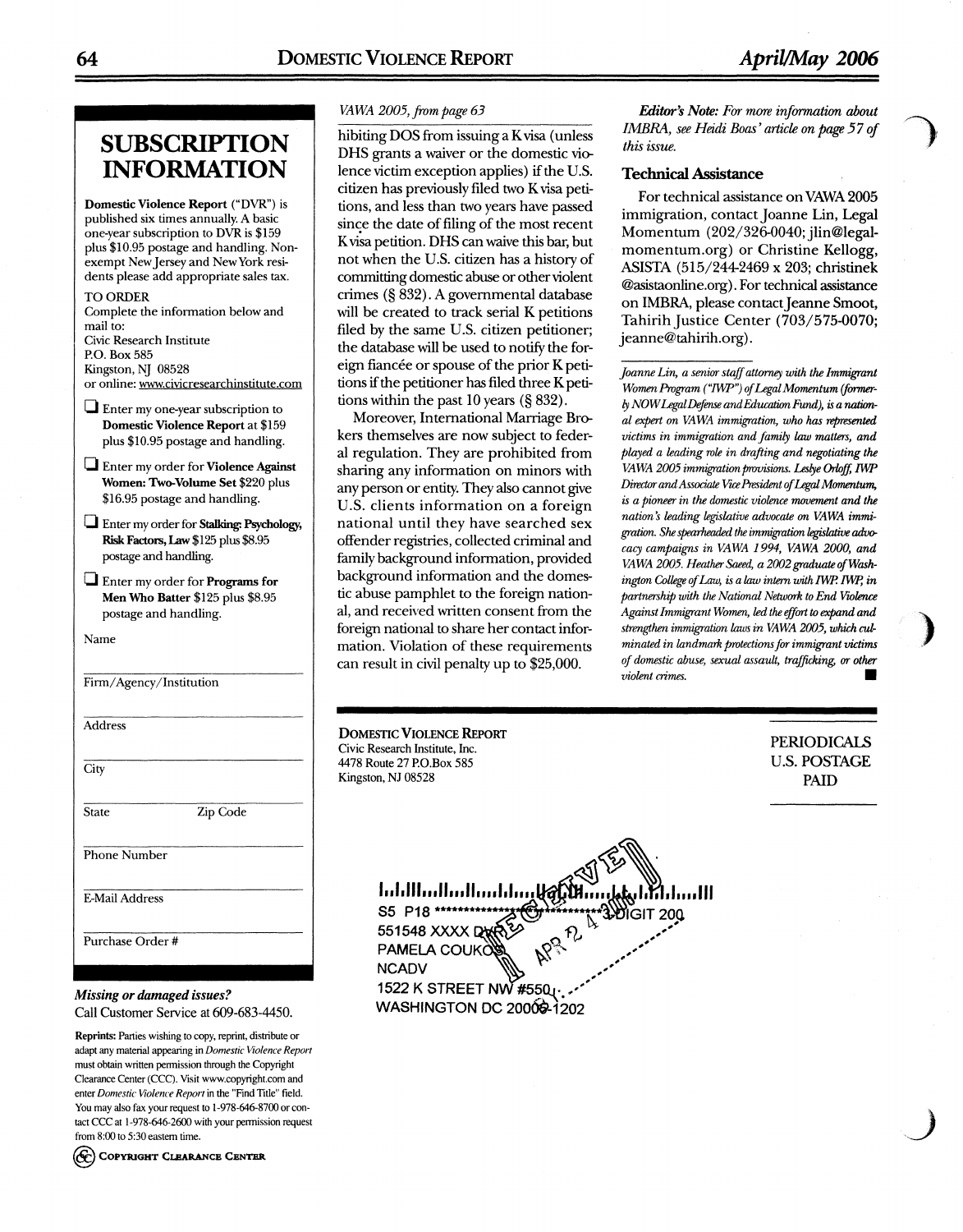## SUBSCRIPTION INFORMATION

**Domestic Violence Report** ("DVR") is published six times annually. A basic one-year subscription to DVR is $159 plus $10.95 postage and handling. Non-exempt New Jersey and New York residents please add appropriate sales tax.

TO ORDER
Complete the information below and mail to:
Civic Research Institute
P.O. Box 585
Kingston, NJ 08528
or online: www.civicresearchinstitute.com

- ☐ Enter my one-year subscription to **Domestic Violence Report** at $159 plus $10.95 postage and handling.
- ☐ Enter my order for **Violence Against Women: Two-Volume Set** $220 plus $16.95 postage and handling.
- ☐ Enter my order for **Stalking: Psychology, Risk Factors, Law** $125 plus $8.95 postage and handling.
- ☐ Enter my order for **Programs for Men Who Batter** $125 plus $8.95 postage and handling.

Name

Firm/Agency/Institution

Address

City

State Zip Code

Phone Number

E-Mail Address

Purchase Order #

***Missing or damaged issues?***
Call Customer Service at 609-683-4450.

**Reprints:** Parties wishing to copy, reprint, distribute or adapt any material appearing in *Domestic Violence Report* must obtain written permission through the Copyright Clearance Center (CCC). Visit www.copyright.com and enter *Domestic Violence Report* in the "Find Title" field. You may also fax your request to 1-978-646-8700 or contact CCC at 1-978-646-2600 with your permission request from 8:00 to 5:30 eastern time.

COPYRIGHT CLEARANCE CENTER

*VAWA 2005, from page 63*

hibiting DOS from issuing a K visa (unless DHS grants a waiver or the domestic violence victim exception applies) if the U.S. citizen has previously filed two K visa petitions, and less than two years have passed since the date of filing of the most recent K visa petition. DHS can waive this bar, but not when the U.S. citizen has a history of committing domestic abuse or other violent crimes (§ 832). A governmental database will be created to track serial K petitions filed by the same U.S. citizen petitioner; the database will be used to notify the foreign fiancée or spouse of the prior K petitions if the petitioner has filed three K petitions within the past 10 years (§ 832).

Moreover, International Marriage Brokers themselves are now subject to federal regulation. They are prohibited from sharing any information on minors with any person or entity. They also cannot give U.S. clients information on a foreign national until they have searched sex offender registries, collected criminal and family background information, provided background information and the domestic abuse pamphlet to the foreign national, and received written consent from the foreign national to share her contact information. Violation of these requirements can result in civil penalty up to $25,000.

***Editor's Note:*** *For more information about IMBRA, see Heidi Boas' article on page 57 of this issue.*

### Technical Assistance

For technical assistance on VAWA 2005 immigration, contact Joanne Lin, Legal Momentum (202/326-0040; jlin@legalmomentum.org) or Christine Kellogg, ASISTA (515/244-2469 x 203; christinek@asistaonline.org). For technical assistance on IMBRA, please contact Jeanne Smoot, Tahirih Justice Center (703/575-0070; jeanne@tahirih.org).

*Joanne Lin, a senior staff attorney with the Immigrant Women Program ("IWP") of Legal Momentum (formerly NOW Legal Defense and Education Fund), is a national expert on VAWA immigration, who has represented victims in immigration and family law matters, and played a leading role in drafting and negotiating the VAWA 2005 immigration provisions. Leslye Orloff, IWP Director and Associate Vice President of Legal Momentum, is a pioneer in the domestic violence movement and the nation's leading legislative advocate on VAWA immigration. She spearheaded the immigration legislative advocacy campaigns in VAWA 1994, VAWA 2000, and VAWA 2005. Heather Saeed, a 2002 graduate of Washington College of Law, is a law intern with IWP. IWP, in partnership with the National Network to End Violence Against Immigrant Women, led the effort to expand and strengthen immigration laws in VAWA 2005, which culminated in landmark protections for immigrant victims of domestic abuse, sexual assault, trafficking, or other violent crimes.* ■

DOMESTIC VIOLENCE REPORT
Civic Research Institute, Inc.
4478 Route 27 P.O.Box 585
Kingston, NJ 08528

PERIODICALS
U.S. POSTAGE
PAID

S5 P18 ************ 3-DIGIT 200
551548 XXXX DVR
PAMELA COUKOS
NCADV
1522 K STREET NW #550
WASHINGTON DC 20005-1202